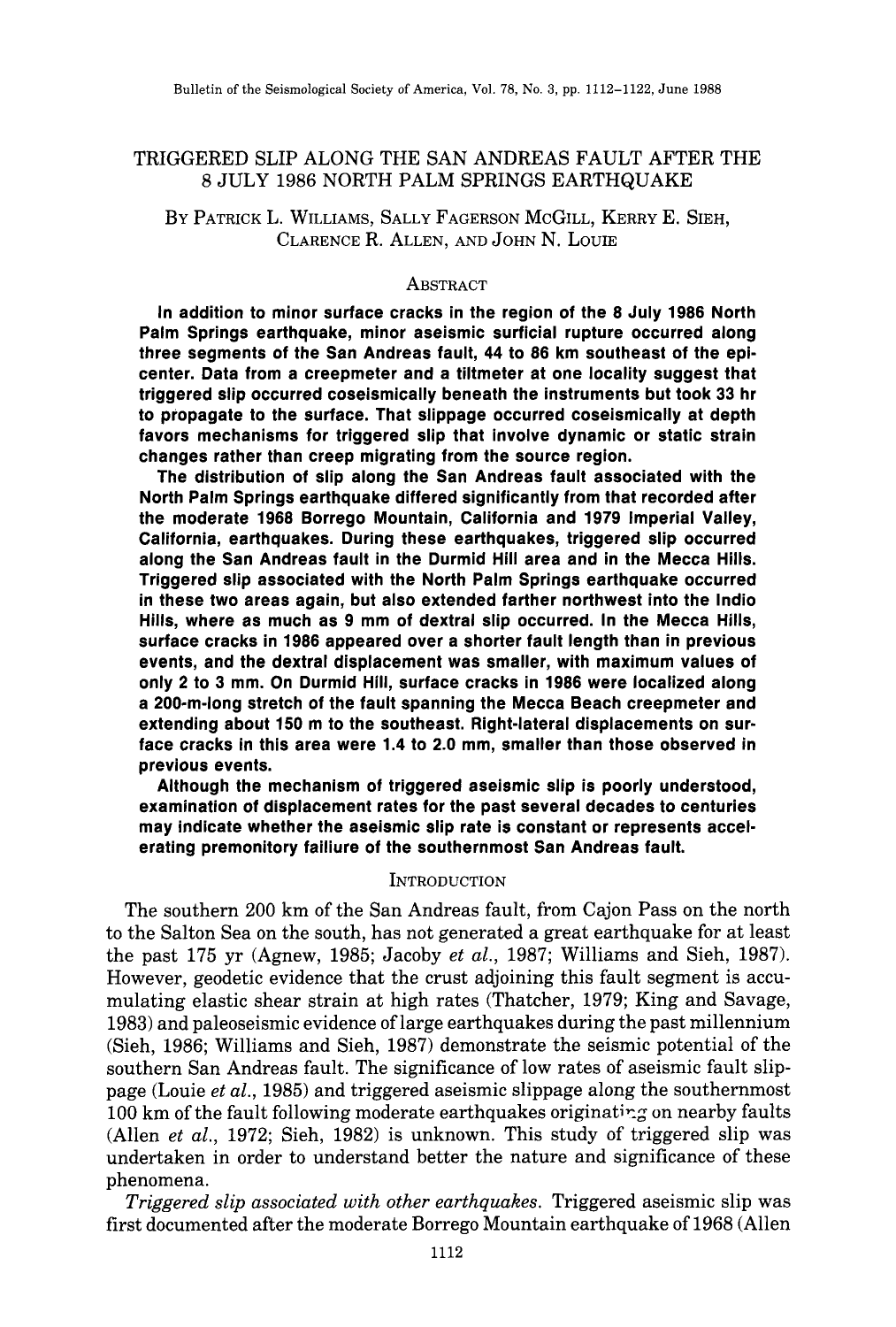# TRIGGERED SLIP ALONG THE SAN ANDREAS FAULT AFTER THE 8 JULY 1986 NORTH PALM SPRINGS EARTHQUAKE

By Patrick L. Williams, Sally Fagerson McGill, Kerry E. Sieh, Clarence R. Allen, and John N. Louie

## Abstract

**In addition to minor surface cracks in the region of the 8 July 1986 North Palm Springs earthquake, minor aseismic surficial rupture occurred along three segments of the San Andreas fault, 44 to 86 km southeast of the epicenter. Data from a creepmeter and a tiltmeter at one locality suggest that triggered slip occurred coseismically beneath the instruments but took 33 hr to propagate to the surface. That slippage occurred coseismically at depth favors mechanisms for triggered slip that involve dynamic or static strain changes rather than creep migrating from the source region.**

**The distribution of slip along the San Andreas fault associated with the North Palm Springs earthquake differed significantly from that recorded after the moderate 1968 Borrego Mountain, California and 1979 Imperial Valley, California, earthquakes. During these earthquakes, triggered slip occurred along the San Andreas fault in the Durmid Hill area and in the Mecca Hills. Triggered slip associated with the North Palm Springs earthquake occurred in these two areas again, but also extended farther northwest into the Indio Hills, where as much as 9 mm of dextral slip occurred. In the Mecca Hills, surface cracks in 1986 appeared over a shorter fault length than in previous events, and the dextral displacement was smaller, with maximum values of only 2 to 3 mm. On Durmid Hill, surface cracks in 1986 were localized along a 200-m-long stretch of the fault spanning the Mecca Beach creepmeter and extending about 150 m to the southeast. Right-lateral displacements on surface cracks in this area were 1.4 to 2.0 mm, smaller than those observed in previous events.**

**Although the mechanism of triggered aseismic slip is poorly understood, examination of displacement rates for the past several decades to centuries may indicate whether the aseismic slip rate is constant or represents accelerating premonitory failiure of the southernmost San Andreas fault.**

## Introduction

The southern 200 km of the San Andreas fault, from Cajon Pass on the north to the Salton Sea on the south, has not generated a great earthquake for at least the past 175 yr (Agnew, 1985; Jacoby *et al.*, 1987; Williams and Sieh, 1987). However, geodetic evidence that the crust adjoining this fault segment is accumulating elastic shear strain at high rates (Thatcher, 1979; King and Savage, 1983) and paleoseismic evidence of large earthquakes during the past millennium (Sieh, 1986; Williams and Sieh, 1987) demonstrate the seismic potential of the southern San Andreas fault. The significance of low rates of aseismic fault slippage (Louie *et al.*, 1985) and triggered aseismic slippage along the southernmost 100 km of the fault following moderate earthquakes originating on nearby faults (Allen *et al.*, 1972; Sieh, 1982) is unknown. This study of triggered slip was undertaken in order to understand better the nature and significance of these phenomena.

*Triggered slip associated with other earthquakes.* Triggered aseismic slip was first documented after the moderate Borrego Mountain earthquake of 1968 (Allen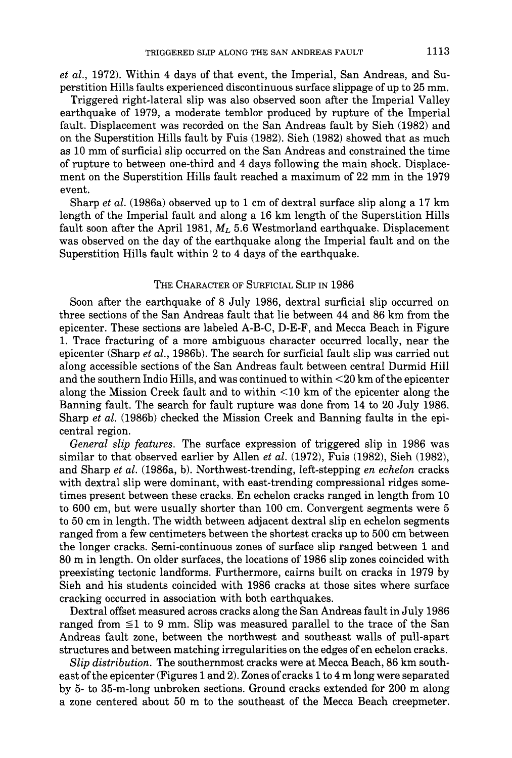et al., 1972). Within 4 days of that event, the Imperial, San Andreas, and Superstition Hills faults experienced discontinuous surface slippage of up to 25 mm.

Triggered right-lateral slip was also observed soon after the Imperial Valley earthquake of 1979, a moderate temblor produced by rupture of the Imperial fault. Displacement was recorded on the San Andreas fault by Sieh (1982) and on the Superstition Hills fault by Fuis (1982). Sieh (1982) showed that as much as 10 mm of surficial slip occurred on the San Andreas and constrained the time of rupture to between one-third and 4 days following the main shock. Displacement on the Superstition Hills fault reached a maximum of 22 mm in the 1979 event.

Sharp *et al.* (1986a) observed up to 1 cm of dextral surface slip along a 17 km length of the Imperial fault and along a 16 km length of the Superstition Hills fault soon after the April 1981, $M_L$ 5.6 Westmorland earthquake. Displacement was observed on the day of the earthquake along the Imperial fault and on the Superstition Hills fault within 2 to 4 days of the earthquake.

## The Character of Surficial Slip in 1986

Soon after the earthquake of 8 July 1986, dextral surficial slip occurred on three sections of the San Andreas fault that lie between 44 and 86 km from the epicenter. These sections are labeled A-B-C, D-E-F, and Mecca Beach in Figure 1. Trace fracturing of a more ambiguous character occurred locally, near the epicenter (Sharp *et al.*, 1986b). The search for surficial fault slip was carried out along accessible sections of the San Andreas fault between central Durmid Hill and the southern Indio Hills, and was continued to within <20 km of the epicenter along the Mission Creek fault and to within <10 km of the epicenter along the Banning fault. The search for fault rupture was done from 14 to 20 July 1986. Sharp *et al.* (1986b) checked the Mission Creek and Banning faults in the epicentral region.

*General slip features.* The surface expression of triggered slip in 1986 was similar to that observed earlier by Allen *et al.* (1972), Fuis (1982), Sieh (1982), and Sharp *et al.* (1986a, b). Northwest-trending, left-stepping *en echelon* cracks with dextral slip were dominant, with east-trending compressional ridges sometimes present between these cracks. En echelon cracks ranged in length from 10 to 600 cm, but were usually shorter than 100 cm. Convergent segments were 5 to 50 cm in length. The width between adjacent dextral slip en echelon segments ranged from a few centimeters between the shortest cracks up to 500 cm between the longer cracks. Semi-continuous zones of surface slip ranged between 1 and 80 m in length. On older surfaces, the locations of 1986 slip zones coincided with preexisting tectonic landforms. Furthermore, cairns built on cracks in 1979 by Sieh and his students coincided with 1986 cracks at those sites where surface cracking occurred in association with both earthquakes.

Dextral offset measured across cracks along the San Andreas fault in July 1986 ranged from ≦1 to 9 mm. Slip was measured parallel to the trace of the San Andreas fault zone, between the northwest and southeast walls of pull-apart structures and between matching irregularities on the edges of en echelon cracks.

*Slip distribution.* The southernmost cracks were at Mecca Beach, 86 km southeast of the epicenter (Figures 1 and 2). Zones of cracks 1 to 4 m long were separated by 5- to 35-m-long unbroken sections. Ground cracks extended for 200 m along a zone centered about 50 m to the southeast of the Mecca Beach creepmeter.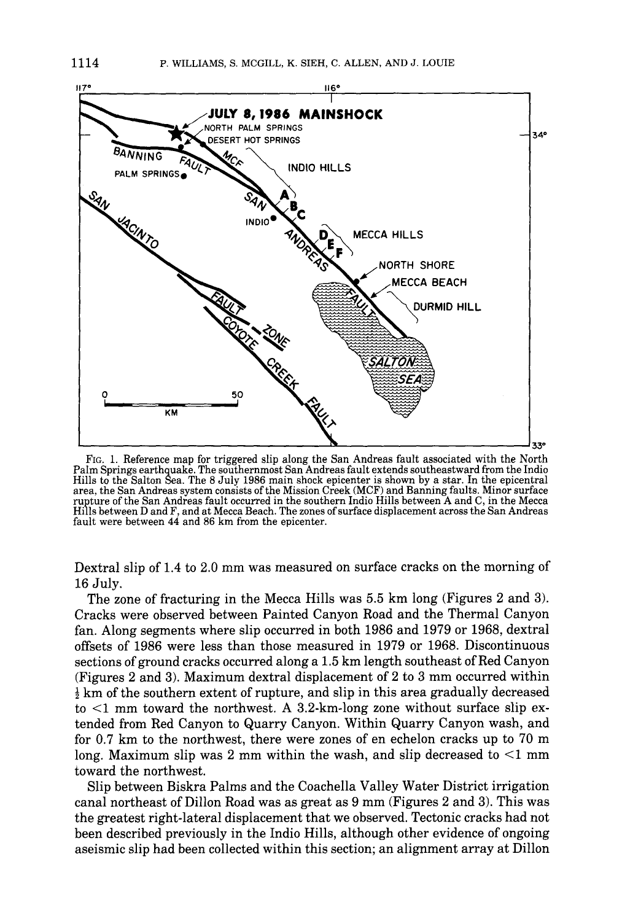FIG. 1. Reference map for triggered slip along the San Andreas fault associated with the North Palm Springs earthquake. The southernmost San Andreas fault extends southeastward from the Indio Hills to the Salton Sea. The 8 July 1986 main shock epicenter is shown by a star. In the epicentral area, the San Andreas system consists of the Mission Creek (MCF) and Banning faults. Minor surface rupture of the San Andreas fault occurred in the southern Indio Hills between A and C, in the Mecca Hills between D and F, and at Mecca Beach. The zones of surface displacement across the San Andreas fault were between 44 and 86 km from the epicenter.

Dextral slip of 1.4 to 2.0 mm was measured on surface cracks on the morning of 16 July.

The zone of fracturing in the Mecca Hills was 5.5 km long (Figures 2 and 3). Cracks were observed between Painted Canyon Road and the Thermal Canyon fan. Along segments where slip occurred in both 1986 and 1979 or 1968, dextral offsets of 1986 were less than those measured in 1979 or 1968. Discontinuous sections of ground cracks occurred along a 1.5 km length southeast of Red Canyon (Figures 2 and 3). Maximum dextral displacement of 2 to 3 mm occurred within $\frac{1}{2}$ km of the southern extent of rupture, and slip in this area gradually decreased to <1 mm toward the northwest. A 3.2-km-long zone without surface slip extended from Red Canyon to Quarry Canyon. Within Quarry Canyon wash, and for 0.7 km to the northwest, there were zones of en echelon cracks up to 70 m long. Maximum slip was 2 mm within the wash, and slip decreased to <1 mm toward the northwest.

Slip between Biskra Palms and the Coachella Valley Water District irrigation canal northeast of Dillon Road was as great as 9 mm (Figures 2 and 3). This was the greatest right-lateral displacement that we observed. Tectonic cracks had not been described previously in the Indio Hills, although other evidence of ongoing aseismic slip had been collected within this section; an alignment array at Dillon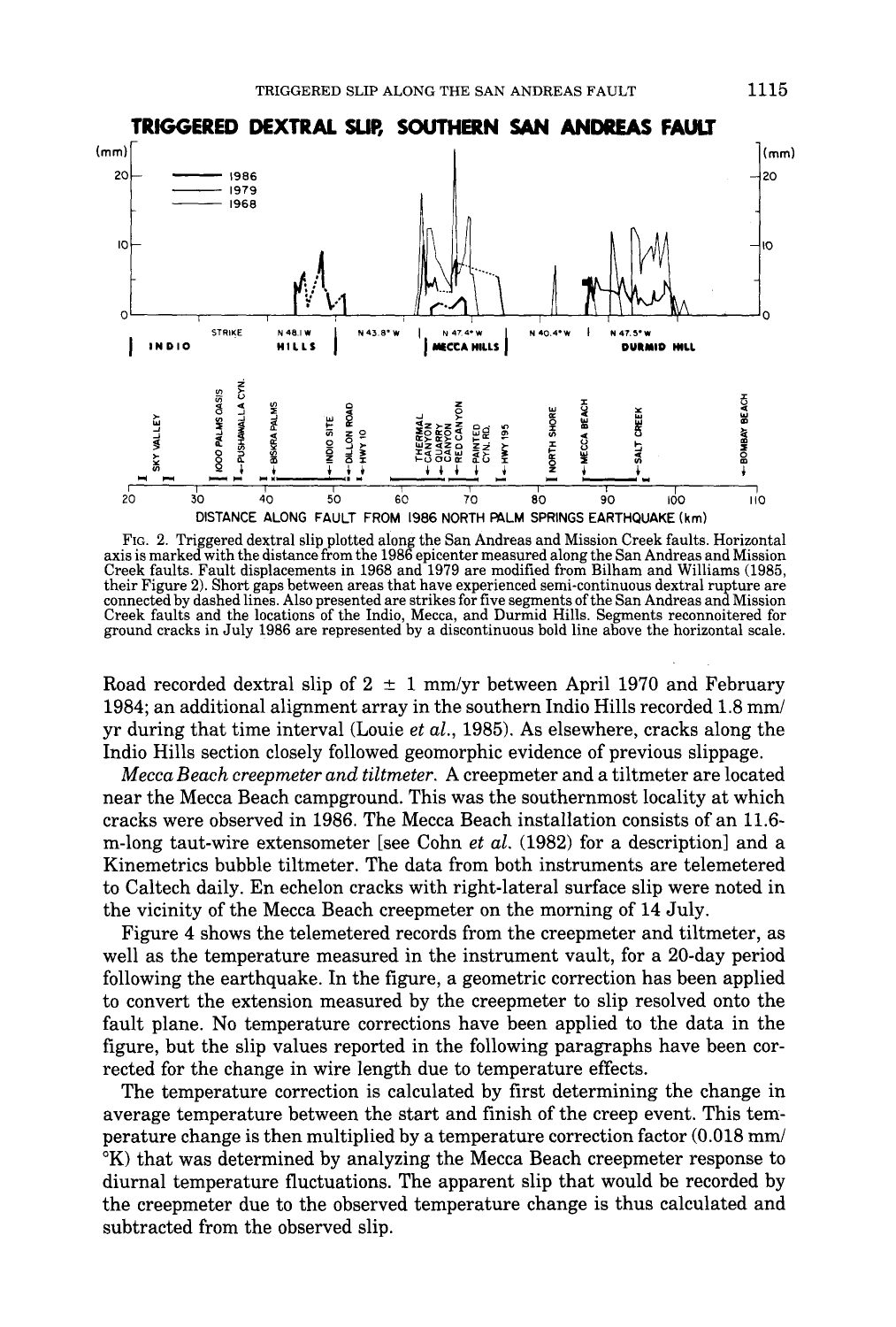FIG. 2. Triggered dextral slip plotted along the San Andreas and Mission Creek faults. Horizontal axis is marked with the distance from the 1986 epicenter measured along the San Andreas and Mission Creek faults. Fault displacements in 1968 and 1979 are modified from Bilham and Williams (1985, their Figure 2). Short gaps between areas that have experienced semi-continuous dextral rupture are connected by dashed lines. Also presented are strikes for five segments of the San Andreas and Mission Creek faults and the locations of the Indio, Mecca, and Durmid Hills. Segments reconnoitered for ground cracks in July 1986 are represented by a discontinuous bold line above the horizontal scale.

Road recorded dextral slip of 2 ± 1 mm/yr between April 1970 and February 1984; an additional alignment array in the southern Indio Hills recorded 1.8 mm/yr during that time interval (Louie *et al.*, 1985). As elsewhere, cracks along the Indio Hills section closely followed geomorphic evidence of previous slippage.

*Mecca Beach creepmeter and tiltmeter.* A creepmeter and a tiltmeter are located near the Mecca Beach campground. This was the southernmost locality at which cracks were observed in 1986. The Mecca Beach installation consists of an 11.6-m-long taut-wire extensometer [see Cohn *et al.* (1982) for a description] and a Kinemetrics bubble tiltmeter. The data from both instruments are telemetered to Caltech daily. En echelon cracks with right-lateral surface slip were noted in the vicinity of the Mecca Beach creepmeter on the morning of 14 July.

Figure 4 shows the telemetered records from the creepmeter and tiltmeter, as well as the temperature measured in the instrument vault, for a 20-day period following the earthquake. In the figure, a geometric correction has been applied to convert the extension measured by the creepmeter to slip resolved onto the fault plane. No temperature corrections have been applied to the data in the figure, but the slip values reported in the following paragraphs have been corrected for the change in wire length due to temperature effects.

The temperature correction is calculated by first determining the change in average temperature between the start and finish of the creep event. This temperature change is then multiplied by a temperature correction factor (0.018 mm/°K) that was determined by analyzing the Mecca Beach creepmeter response to diurnal temperature fluctuations. The apparent slip that would be recorded by the creepmeter due to the observed temperature change is thus calculated and subtracted from the observed slip.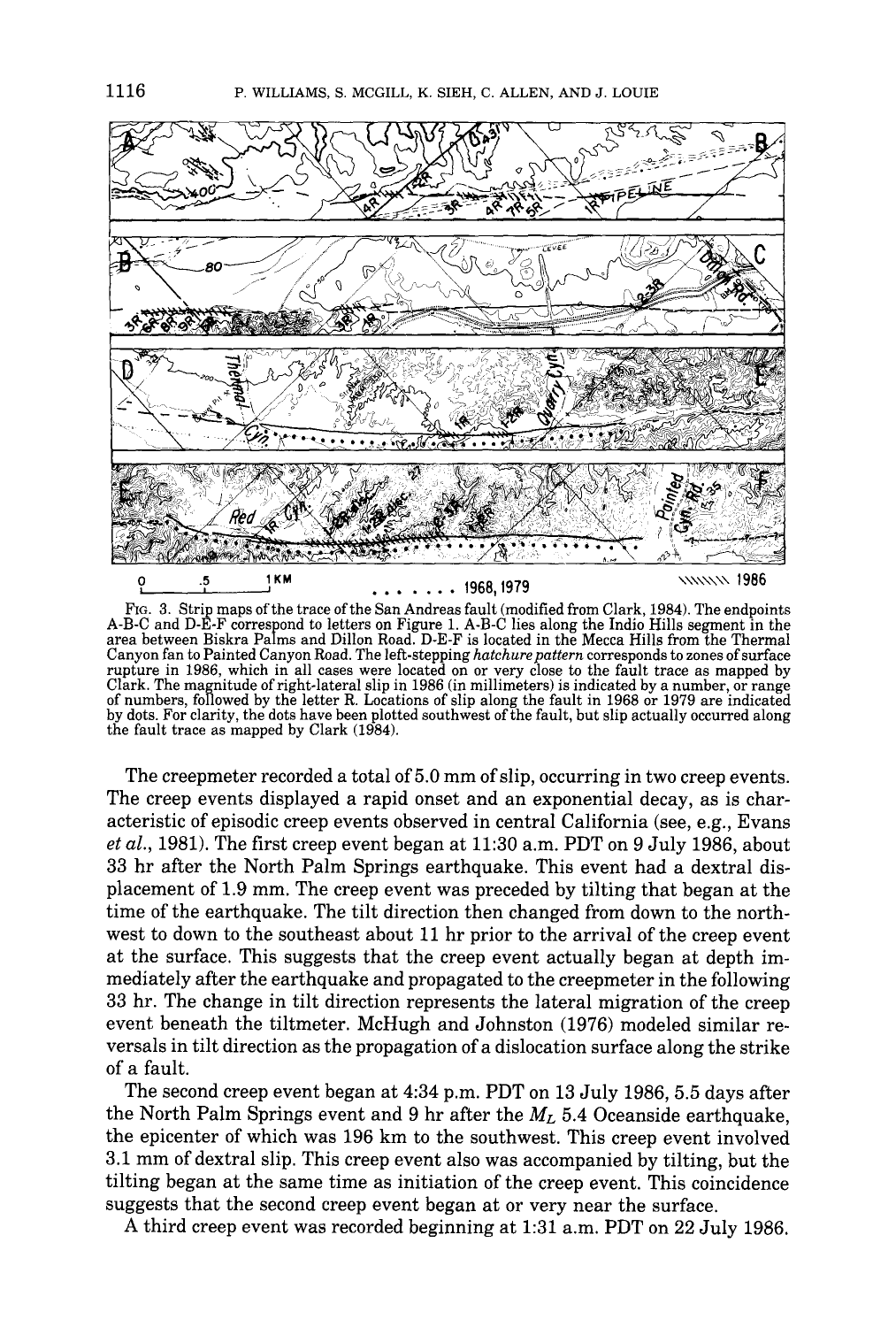FIG. 3. Strip maps of the trace of the San Andreas fault (modified from Clark, 1984). The endpoints A-B-C and D-E-F correspond to letters on Figure 1. A-B-C lies along the Indio Hills segment in the area between Biskra Palms and Dillon Road. D-E-F is located in the Mecca Hills from the Thermal Canyon fan to Painted Canyon Road. The left-stepping *hatchure pattern* corresponds to zones of surface rupture in 1986, which in all cases were located on or very close to the fault trace as mapped by Clark. The magnitude of right-lateral slip in 1986 (in millimeters) is indicated by a number, or range of numbers, followed by the letter R. Locations of slip along the fault in 1968 or 1979 are indicated by dots. For clarity, the dots have been plotted southwest of the fault, but slip actually occurred along the fault trace as mapped by Clark (1984).

The creepmeter recorded a total of 5.0 mm of slip, occurring in two creep events. The creep events displayed a rapid onset and an exponential decay, as is characteristic of episodic creep events observed in central California (see, e.g., Evans *et al.*, 1981). The first creep event began at 11:30 a.m. PDT on 9 July 1986, about 33 hr after the North Palm Springs earthquake. This event had a dextral displacement of 1.9 mm. The creep event was preceded by tilting that began at the time of the earthquake. The tilt direction then changed from down to the northwest to down to the southeast about 11 hr prior to the arrival of the creep event at the surface. This suggests that the creep event actually began at depth immediately after the earthquake and propagated to the creepmeter in the following 33 hr. The change in tilt direction represents the lateral migration of the creep event beneath the tiltmeter. McHugh and Johnston (1976) modeled similar reversals in tilt direction as the propagation of a dislocation surface along the strike of a fault.

The second creep event began at 4:34 p.m. PDT on 13 July 1986, 5.5 days after the North Palm Springs event and 9 hr after the $M_L$ 5.4 Oceanside earthquake, the epicenter of which was 196 km to the southwest. This creep event involved 3.1 mm of dextral slip. This creep event also was accompanied by tilting, but the tilting began at the same time as initiation of the creep event. This coincidence suggests that the second creep event began at or very near the surface.

A third creep event was recorded beginning at 1:31 a.m. PDT on 22 July 1986.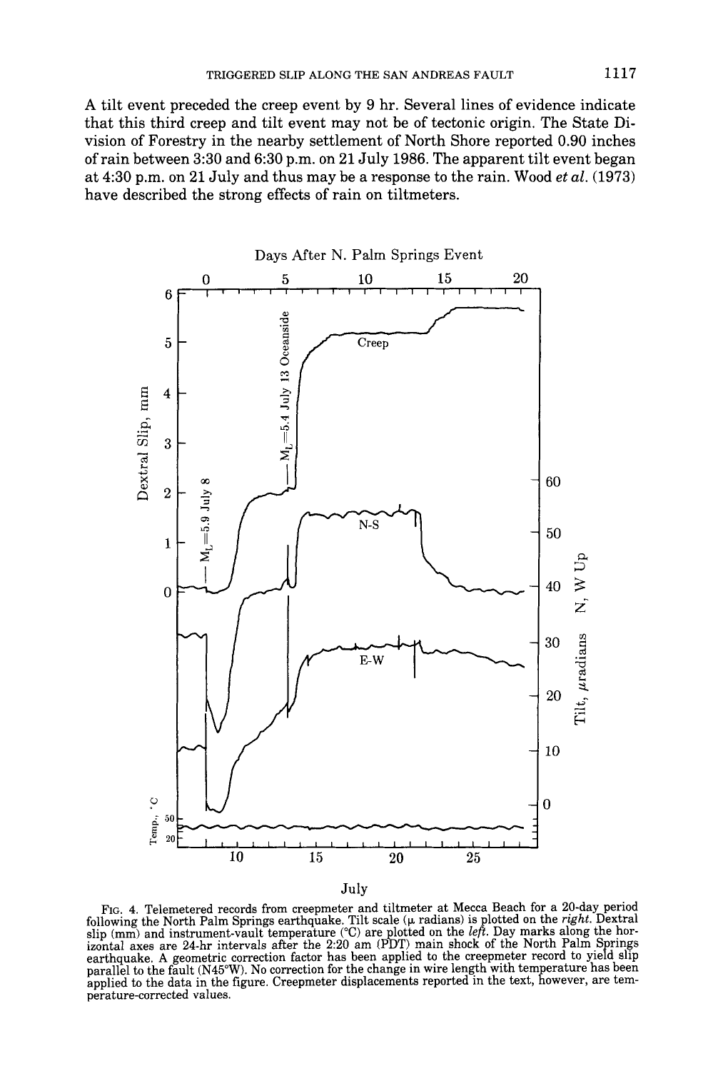A tilt event preceded the creep event by 9 hr. Several lines of evidence indicate that this third creep and tilt event may not be of tectonic origin. The State Division of Forestry in the nearby settlement of North Shore reported 0.90 inches of rain between 3:30 and 6:30 p.m. on 21 July 1986. The apparent tilt event began at 4:30 p.m. on 21 July and thus may be a response to the rain. Wood *et al.* (1973) have described the strong effects of rain on tiltmeters.

FIG. 4. Telemetered records from creepmeter and tiltmeter at Mecca Beach for a 20-day period following the North Palm Springs earthquake. Tilt scale (μ radians) is plotted on the *right*. Dextral slip (mm) and instrument-vault temperature (°C) are plotted on the *left*. Day marks along the horizontal axes are 24-hr intervals after the 2:20 am (PDT) main shock of the North Palm Springs earthquake. A geometric correction factor has been applied to the creepmeter record to yield slip parallel to the fault (N45°W). No correction for the change in wire length with temperature has been applied to the data in the figure. Creepmeter displacements reported in the text, however, are temperature-corrected values.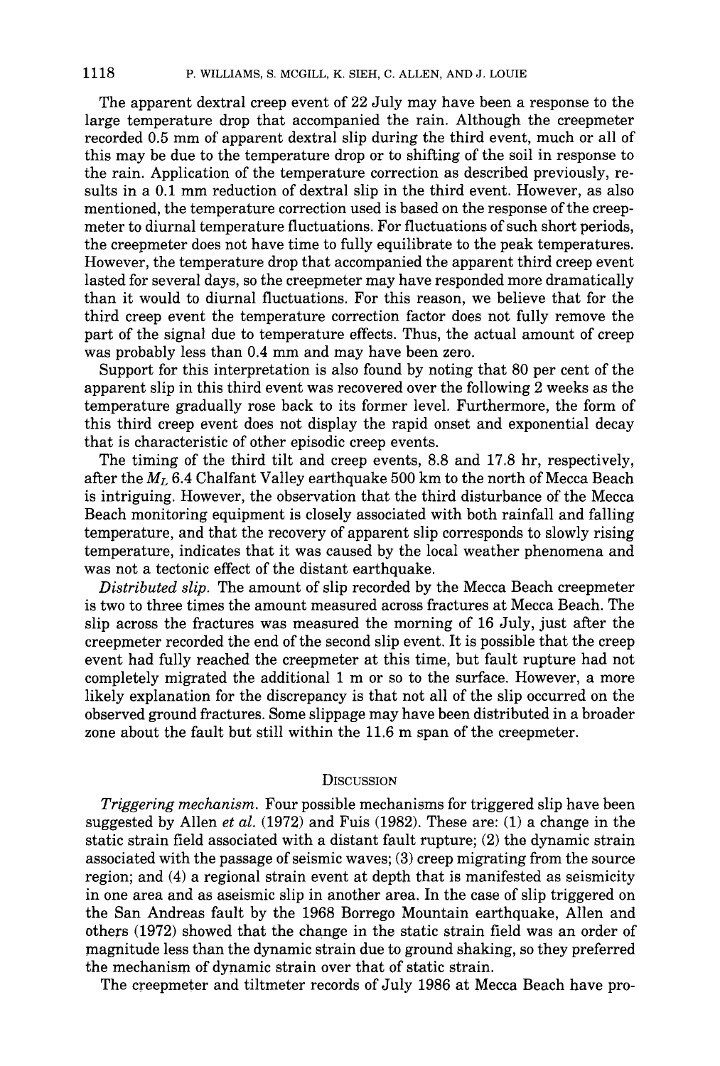The apparent dextral creep event of 22 July may have been a response to the large temperature drop that accompanied the rain. Although the creepmeter recorded 0.5 mm of apparent dextral slip during the third event, much or all of this may be due to the temperature drop or to shifting of the soil in response to the rain. Application of the temperature correction as described previously, results in a 0.1 mm reduction of dextral slip in the third event. However, as also mentioned, the temperature correction used is based on the response of the creepmeter to diurnal temperature fluctuations. For fluctuations of such short periods, the creepmeter does not have time to fully equilibrate to the peak temperatures. However, the temperature drop that accompanied the apparent third creep event lasted for several days, so the creepmeter may have responded more dramatically than it would to diurnal fluctuations. For this reason, we believe that for the third creep event the temperature correction factor does not fully remove the part of the signal due to temperature effects. Thus, the actual amount of creep was probably less than 0.4 mm and may have been zero.

Support for this interpretation is also found by noting that 80 per cent of the apparent slip in this third event was recovered over the following 2 weeks as the temperature gradually rose back to its former level. Furthermore, the form of this third creep event does not display the rapid onset and exponential decay that is characteristic of other episodic creep events.

The timing of the third tilt and creep events, 8.8 and 17.8 hr, respectively, after the $M_L$ 6.4 Chalfant Valley earthquake 500 km to the north of Mecca Beach is intriguing. However, the observation that the third disturbance of the Mecca Beach monitoring equipment is closely associated with both rainfall and falling temperature, and that the recovery of apparent slip corresponds to slowly rising temperature, indicates that it was caused by the local weather phenomena and was not a tectonic effect of the distant earthquake.

*Distributed slip.* The amount of slip recorded by the Mecca Beach creepmeter is two to three times the amount measured across fractures at Mecca Beach. The slip across the fractures was measured the morning of 16 July, just after the creepmeter recorded the end of the second slip event. It is possible that the creep event had fully reached the creepmeter at this time, but fault rupture had not completely migrated the additional 1 m or so to the surface. However, a more likely explanation for the discrepancy is that not all of the slip occurred on the observed ground fractures. Some slippage may have been distributed in a broader zone about the fault but still within the 11.6 m span of the creepmeter.

## Discussion

*Triggering mechanism.* Four possible mechanisms for triggered slip have been suggested by Allen *et al.* (1972) and Fuis (1982). These are: (1) a change in the static strain field associated with a distant fault rupture; (2) the dynamic strain associated with the passage of seismic waves; (3) creep migrating from the source region; and (4) a regional strain event at depth that is manifested as seismicity in one area and as aseismic slip in another area. In the case of slip triggered on the San Andreas fault by the 1968 Borrego Mountain earthquake, Allen and others (1972) showed that the change in the static strain field was an order of magnitude less than the dynamic strain due to ground shaking, so they preferred the mechanism of dynamic strain over that of static strain.

The creepmeter and tiltmeter records of July 1986 at Mecca Beach have pro-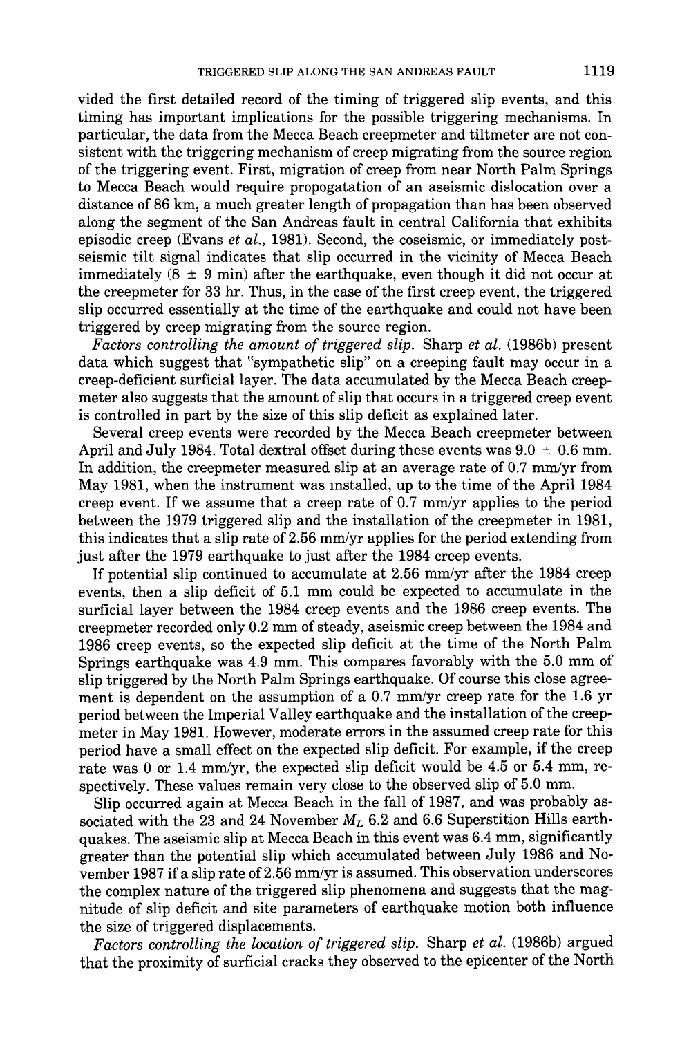vided the first detailed record of the timing of triggered slip events, and this timing has important implications for the possible triggering mechanisms. In particular, the data from the Mecca Beach creepmeter and tiltmeter are not consistent with the triggering mechanism of creep migrating from the source region of the triggering event. First, migration of creep from near North Palm Springs to Mecca Beach would require propogatation of an aseismic dislocation over a distance of 86 km, a much greater length of propagation than has been observed along the segment of the San Andreas fault in central California that exhibits episodic creep (Evans *et al.*, 1981). Second, the coseismic, or immediately post-seismic tilt signal indicates that slip occurred in the vicinity of Mecca Beach immediately ($8 \pm 9$ min) after the earthquake, even though it did not occur at the creepmeter for 33 hr. Thus, in the case of the first creep event, the triggered slip occurred essentially at the time of the earthquake and could not have been triggered by creep migrating from the source region.

*Factors controlling the amount of triggered slip.* Sharp *et al.* (1986b) present data which suggest that "sympathetic slip" on a creeping fault may occur in a creep-deficient surficial layer. The data accumulated by the Mecca Beach creepmeter also suggests that the amount of slip that occurs in a triggered creep event is controlled in part by the size of this slip deficit as explained later.

Several creep events were recorded by the Mecca Beach creepmeter between April and July 1984. Total dextral offset during these events was $9.0 \pm 0.6$ mm. In addition, the creepmeter measured slip at an average rate of 0.7 mm/yr from May 1981, when the instrument was installed, up to the time of the April 1984 creep event. If we assume that a creep rate of 0.7 mm/yr applies to the period between the 1979 triggered slip and the installation of the creepmeter in 1981, this indicates that a slip rate of 2.56 mm/yr applies for the period extending from just after the 1979 earthquake to just after the 1984 creep events.

If potential slip continued to accumulate at 2.56 mm/yr after the 1984 creep events, then a slip deficit of 5.1 mm could be expected to accumulate in the surficial layer between the 1984 creep events and the 1986 creep events. The creepmeter recorded only 0.2 mm of steady, aseismic creep between the 1984 and 1986 creep events, so the expected slip deficit at the time of the North Palm Springs earthquake was 4.9 mm. This compares favorably with the 5.0 mm of slip triggered by the North Palm Springs earthquake. Of course this close agreement is dependent on the assumption of a 0.7 mm/yr creep rate for the 1.6 yr period between the Imperial Valley earthquake and the installation of the creepmeter in May 1981. However, moderate errors in the assumed creep rate for this period have a small effect on the expected slip deficit. For example, if the creep rate was 0 or 1.4 mm/yr, the expected slip deficit would be 4.5 or 5.4 mm, respectively. These values remain very close to the observed slip of 5.0 mm.

Slip occurred again at Mecca Beach in the fall of 1987, and was probably associated with the 23 and 24 November $M_L$ 6.2 and 6.6 Superstition Hills earthquakes. The aseismic slip at Mecca Beach in this event was 6.4 mm, significantly greater than the potential slip which accumulated between July 1986 and November 1987 if a slip rate of 2.56 mm/yr is assumed. This observation underscores the complex nature of the triggered slip phenomena and suggests that the magnitude of slip deficit and site parameters of earthquake motion both influence the size of triggered displacements.

*Factors controlling the location of triggered slip.* Sharp *et al.* (1986b) argued that the proximity of surficial cracks they observed to the epicenter of the North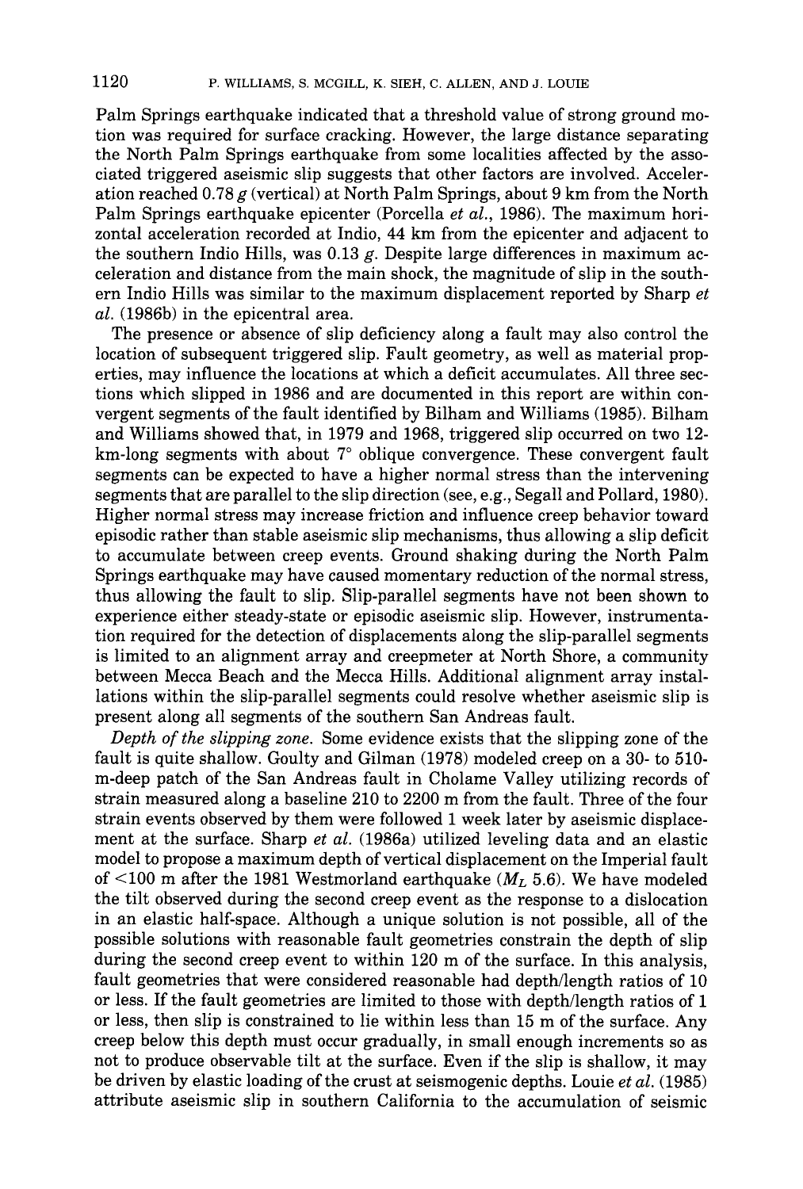Palm Springs earthquake indicated that a threshold value of strong ground motion was required for surface cracking. However, the large distance separating the North Palm Springs earthquake from some localities affected by the associated triggered aseismic slip suggests that other factors are involved. Acceleration reached 0.78 *g* (vertical) at North Palm Springs, about 9 km from the North Palm Springs earthquake epicenter (Porcella *et al.*, 1986). The maximum horizontal acceleration recorded at Indio, 44 km from the epicenter and adjacent to the southern Indio Hills, was 0.13 *g*. Despite large differences in maximum acceleration and distance from the main shock, the magnitude of slip in the southern Indio Hills was similar to the maximum displacement reported by Sharp *et al.* (1986b) in the epicentral area.

The presence or absence of slip deficiency along a fault may also control the location of subsequent triggered slip. Fault geometry, as well as material properties, may influence the locations at which a deficit accumulates. All three sections which slipped in 1986 and are documented in this report are within convergent segments of the fault identified by Bilham and Williams (1985). Bilham and Williams showed that, in 1979 and 1968, triggered slip occurred on two 12-km-long segments with about 7° oblique convergence. These convergent fault segments can be expected to have a higher normal stress than the intervening segments that are parallel to the slip direction (see, e.g., Segall and Pollard, 1980). Higher normal stress may increase friction and influence creep behavior toward episodic rather than stable aseismic slip mechanisms, thus allowing a slip deficit to accumulate between creep events. Ground shaking during the North Palm Springs earthquake may have caused momentary reduction of the normal stress, thus allowing the fault to slip. Slip-parallel segments have not been shown to experience either steady-state or episodic aseismic slip. However, instrumentation required for the detection of displacements along the slip-parallel segments is limited to an alignment array and creepmeter at North Shore, a community between Mecca Beach and the Mecca Hills. Additional alignment array installations within the slip-parallel segments could resolve whether aseismic slip is present along all segments of the southern San Andreas fault.

*Depth of the slipping zone.* Some evidence exists that the slipping zone of the fault is quite shallow. Goulty and Gilman (1978) modeled creep on a 30- to 510-m-deep patch of the San Andreas fault in Cholame Valley utilizing records of strain measured along a baseline 210 to 2200 m from the fault. Three of the four strain events observed by them were followed 1 week later by aseismic displacement at the surface. Sharp *et al.* (1986a) utilized leveling data and an elastic model to propose a maximum depth of vertical displacement on the Imperial fault of <100 m after the 1981 Westmorland earthquake ($M_L$ 5.6). We have modeled the tilt observed during the second creep event as the response to a dislocation in an elastic half-space. Although a unique solution is not possible, all of the possible solutions with reasonable fault geometries constrain the depth of slip during the second creep event to within 120 m of the surface. In this analysis, fault geometries that were considered reasonable had depth/length ratios of 10 or less. If the fault geometries are limited to those with depth/length ratios of 1 or less, then slip is constrained to lie within less than 15 m of the surface. Any creep below this depth must occur gradually, in small enough increments so as not to produce observable tilt at the surface. Even if the slip is shallow, it may be driven by elastic loading of the crust at seismogenic depths. Louie *et al.* (1985) attribute aseismic slip in southern California to the accumulation of seismic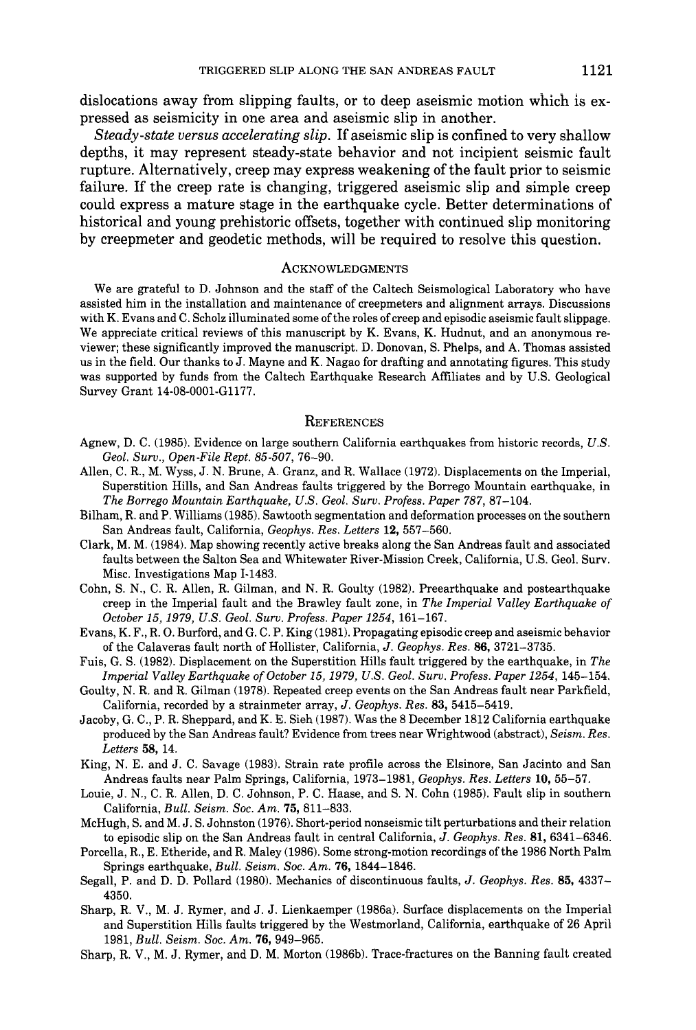dislocations away from slipping faults, or to deep aseismic motion which is expressed as seismicity in one area and aseismic slip in another.

*Steady-state versus accelerating slip.* If aseismic slip is confined to very shallow depths, it may represent steady-state behavior and not incipient seismic fault rupture. Alternatively, creep may express weakening of the fault prior to seismic failure. If the creep rate is changing, triggered aseismic slip and simple creep could express a mature stage in the earthquake cycle. Better determinations of historical and young prehistoric offsets, together with continued slip monitoring by creepmeter and geodetic methods, will be required to resolve this question.

## Acknowledgments

We are grateful to D. Johnson and the staff of the Caltech Seismological Laboratory who have assisted him in the installation and maintenance of creepmeters and alignment arrays. Discussions with K. Evans and C. Scholz illuminated some of the roles of creep and episodic aseismic fault slippage. We appreciate critical reviews of this manuscript by K. Evans, K. Hudnut, and an anonymous reviewer; these significantly improved the manuscript. D. Donovan, S. Phelps, and A. Thomas assisted us in the field. Our thanks to J. Mayne and K. Nagao for drafting and annotating figures. This study was supported by funds from the Caltech Earthquake Research Affiliates and by U.S. Geological Survey Grant 14-08-0001-G1177.

## References

Agnew, D. C. (1985). Evidence on large southern California earthquakes from historic records, *U.S. Geol. Surv., Open-File Rept. 85-507*, 76–90.

Allen, C. R., M. Wyss, J. N. Brune, A. Granz, and R. Wallace (1972). Displacements on the Imperial, Superstition Hills, and San Andreas faults triggered by the Borrego Mountain earthquake, in *The Borrego Mountain Earthquake, U.S. Geol. Surv. Profess. Paper 787*, 87–104.

Bilham, R. and P. Williams (1985). Sawtooth segmentation and deformation processes on the southern San Andreas fault, California, *Geophys. Res. Letters* **12**, 557–560.

Clark, M. M. (1984). Map showing recently active breaks along the San Andreas fault and associated faults between the Salton Sea and Whitewater River-Mission Creek, California, U.S. Geol. Surv. Misc. Investigations Map I-1483.

Cohn, S. N., C. R. Allen, R. Gilman, and N. R. Goulty (1982). Preearthquake and postearthquake creep in the Imperial fault and the Brawley fault zone, in *The Imperial Valley Earthquake of October 15, 1979, U.S. Geol. Surv. Profess. Paper 1254*, 161–167.

Evans, K. F., R. O. Burford, and G. C. P. King (1981). Propagating episodic creep and aseismic behavior of the Calaveras fault north of Hollister, California, *J. Geophys. Res.* **86**, 3721–3735.

Fuis, G. S. (1982). Displacement on the Superstition Hills fault triggered by the earthquake, in *The Imperial Valley Earthquake of October 15, 1979, U.S. Geol. Surv. Profess. Paper 1254*, 145–154.

Goulty, N. R. and R. Gilman (1978). Repeated creep events on the San Andreas fault near Parkfield, California, recorded by a strainmeter array, *J. Geophys. Res.* **83**, 5415–5419.

Jacoby, G. C., P. R. Sheppard, and K. E. Sieh (1987). Was the 8 December 1812 California earthquake produced by the San Andreas fault? Evidence from trees near Wrightwood (abstract), *Seism. Res. Letters* **58**, 14.

King, N. E. and J. C. Savage (1983). Strain rate profile across the Elsinore, San Jacinto and San Andreas faults near Palm Springs, California, 1973–1981, *Geophys. Res. Letters* **10**, 55–57.

Louie, J. N., C. R. Allen, D. C. Johnson, P. C. Haase, and S. N. Cohn (1985). Fault slip in southern California, *Bull. Seism. Soc. Am.* **75**, 811–833.

McHugh, S. and M. J. S. Johnston (1976). Short-period nonseismic tilt perturbations and their relation to episodic slip on the San Andreas fault in central California, *J. Geophys. Res.* **81**, 6341–6346.

Porcella, R., E. Etheride, and R. Maley (1986). Some strong-motion recordings of the 1986 North Palm Springs earthquake, *Bull. Seism. Soc. Am.* **76**, 1844–1846.

Segall, P. and D. D. Pollard (1980). Mechanics of discontinuous faults, *J. Geophys. Res.* **85**, 4337–4350.

Sharp, R. V., M. J. Rymer, and J. J. Lienkaemper (1986a). Surface displacements on the Imperial and Superstition Hills faults triggered by the Westmorland, California, earthquake of 26 April 1981, *Bull. Seism. Soc. Am.* **76**, 949–965.

Sharp, R. V., M. J. Rymer, and D. M. Morton (1986b). Trace-fractures on the Banning fault created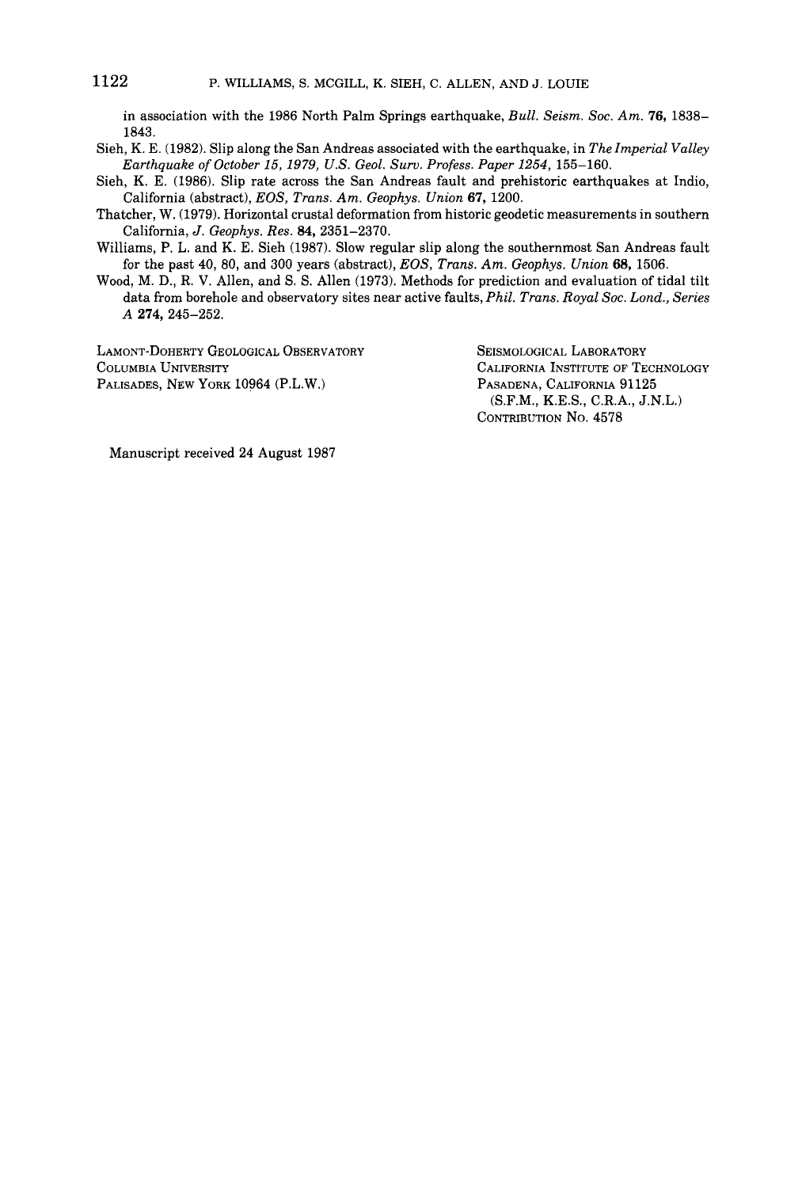in association with the 1986 North Palm Springs earthquake, *Bull. Seism. Soc. Am.* **76,** 1838–1843.

Sieh, K. E. (1982). Slip along the San Andreas associated with the earthquake, in *The Imperial Valley Earthquake of October 15, 1979, U.S. Geol. Surv. Profess. Paper 1254,* 155–160.

Sieh, K. E. (1986). Slip rate across the San Andreas fault and prehistoric earthquakes at Indio, California (abstract), *EOS, Trans. Am. Geophys. Union* **67,** 1200.

Thatcher, W. (1979). Horizontal crustal deformation from historic geodetic measurements in southern California, *J. Geophys. Res.* **84,** 2351–2370.

Williams, P. L. and K. E. Sieh (1987). Slow regular slip along the southernmost San Andreas fault for the past 40, 80, and 300 years (abstract), *EOS, Trans. Am. Geophys. Union* **68,** 1506.

Wood, M. D., R. V. Allen, and S. S. Allen (1973). Methods for prediction and evaluation of tidal tilt data from borehole and observatory sites near active faults, *Phil. Trans. Royal Soc. Lond., Series A* **274,** 245–252.

LAMONT-DOHERTY GEOLOGICAL OBSERVATORY
COLUMBIA UNIVERSITY
PALISADES, NEW YORK 10964 (P.L.W.)

SEISMOLOGICAL LABORATORY
CALIFORNIA INSTITUTE OF TECHNOLOGY
PASADENA, CALIFORNIA 91125
(S.F.M., K.E.S., C.R.A., J.N.L.)
CONTRIBUTION NO. 4578

Manuscript received 24 August 1987